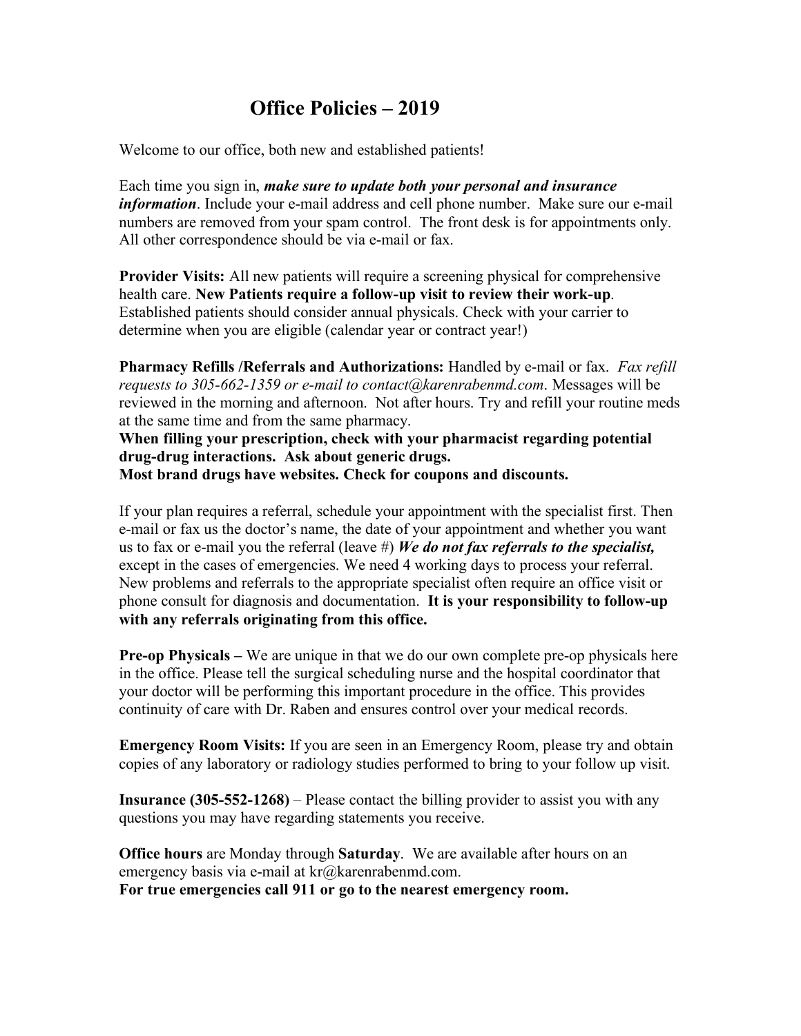# Office Policies – 2019

Welcome to our office, both new and established patients!

Each time you sign in, ***make sure to update both your personal and insurance information***. Include your e-mail address and cell phone number. Make sure our e-mail numbers are removed from your spam control. The front desk is for appointments only. All other correspondence should be via e-mail or fax.

**Provider Visits:** All new patients will require a screening physical for comprehensive health care. **New Patients require a follow-up visit to review their work-up**. Established patients should consider annual physicals. Check with your carrier to determine when you are eligible (calendar year or contract year!)

**Pharmacy Refills /Referrals and Authorizations:** Handled by e-mail or fax. *Fax refill requests to 305-662-1359 or e-mail to contact@karenrabenmd.com*. Messages will be reviewed in the morning and afternoon. Not after hours. Try and refill your routine meds at the same time and from the same pharmacy.
**When filling your prescription, check with your pharmacist regarding potential drug-drug interactions. Ask about generic drugs.**
**Most brand drugs have websites. Check for coupons and discounts.**

If your plan requires a referral, schedule your appointment with the specialist first. Then e-mail or fax us the doctor's name, the date of your appointment and whether you want us to fax or e-mail you the referral (leave #) ***We do not fax referrals to the specialist,*** except in the cases of emergencies. We need 4 working days to process your referral. New problems and referrals to the appropriate specialist often require an office visit or phone consult for diagnosis and documentation. **It is your responsibility to follow-up with any referrals originating from this office.**

**Pre-op Physicals –** We are unique in that we do our own complete pre-op physicals here in the office. Please tell the surgical scheduling nurse and the hospital coordinator that your doctor will be performing this important procedure in the office. This provides continuity of care with Dr. Raben and ensures control over your medical records.

**Emergency Room Visits:** If you are seen in an Emergency Room, please try and obtain copies of any laboratory or radiology studies performed to bring to your follow up visit.

**Insurance (305-552-1268)** – Please contact the billing provider to assist you with any questions you may have regarding statements you receive.

**Office hours** are Monday through **Saturday**. We are available after hours on an emergency basis via e-mail at kr@karenrabenmd.com.
**For true emergencies call 911 or go to the nearest emergency room.**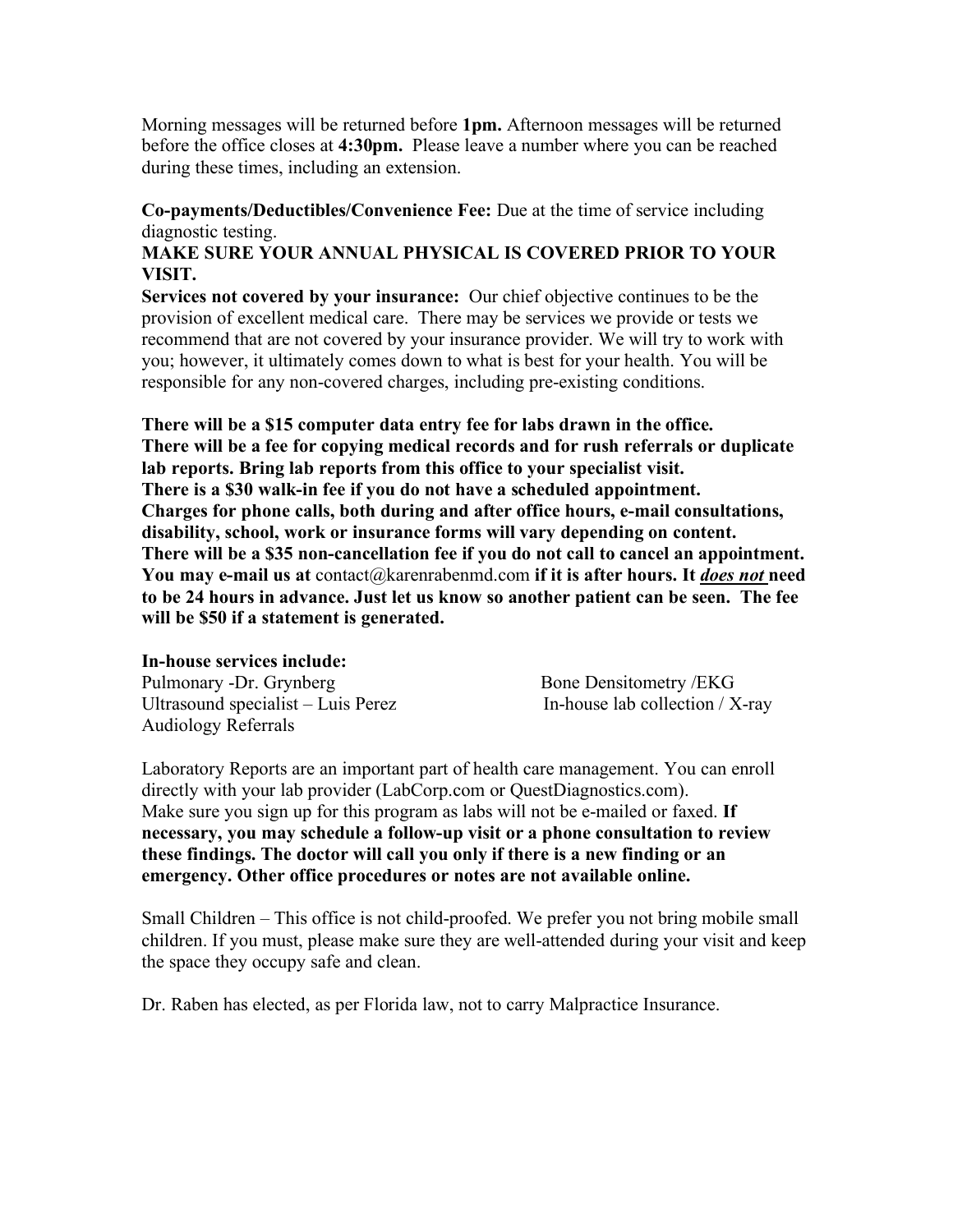Morning messages will be returned before **1pm.** Afternoon messages will be returned before the office closes at **4:30pm.** Please leave a number where you can be reached during these times, including an extension.

**Co-payments/Deductibles/Convenience Fee:** Due at the time of service including diagnostic testing.

**MAKE SURE YOUR ANNUAL PHYSICAL IS COVERED PRIOR TO YOUR VISIT.**

**Services not covered by your insurance:** Our chief objective continues to be the provision of excellent medical care. There may be services we provide or tests we recommend that are not covered by your insurance provider. We will try to work with you; however, it ultimately comes down to what is best for your health. You will be responsible for any non-covered charges, including pre-existing conditions.

**There will be a $15 computer data entry fee for labs drawn in the office.**
**There will be a fee for copying medical records and for rush referrals or duplicate lab reports. Bring lab reports from this office to your specialist visit.**
**There is a $30 walk-in fee if you do not have a scheduled appointment.**
**Charges for phone calls, both during and after office hours, e-mail consultations, disability, school, work or insurance forms will vary depending on content.**
**There will be a $35 non-cancellation fee if you do not call to cancel an appointment. You may e-mail us at** contact@karenrabenmd.com **if it is after hours. It _**does not**_ need to be 24 hours in advance. Just let us know so another patient can be seen. The fee will be $50 if a statement is generated.**

**In-house services include:**

Pulmonary -Dr. Grynberg
Ultrasound specialist – Luis Perez
Audiology Referrals
Bone Densitometry /EKG
In-house lab collection / X-ray

Laboratory Reports are an important part of health care management. You can enroll directly with your lab provider (LabCorp.com or QuestDiagnostics.com).
Make sure you sign up for this program as labs will not be e-mailed or faxed. **If necessary, you may schedule a follow-up visit or a phone consultation to review these findings. The doctor will call you only if there is a new finding or an emergency. Other office procedures or notes are not available online.**

Small Children – This office is not child-proofed. We prefer you not bring mobile small children. If you must, please make sure they are well-attended during your visit and keep the space they occupy safe and clean.

Dr. Raben has elected, as per Florida law, not to carry Malpractice Insurance.